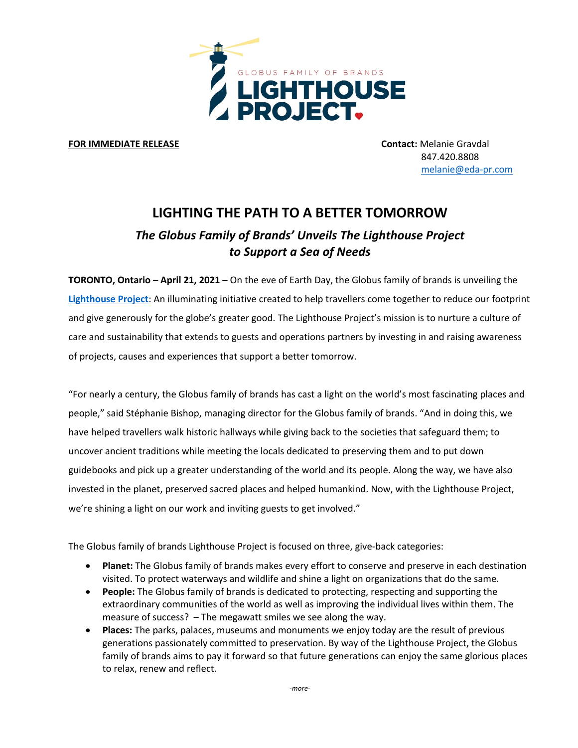GLOBUS FAMILY OF BRANDS
LIGHTHOUSE PROJECT

**FOR IMMEDIATE RELEASE**

**Contact:** Melanie Gravdal
847.420.8808
melanie@eda-pr.com

# LIGHTING THE PATH TO A BETTER TOMORROW

## *The Globus Family of Brands' Unveils The Lighthouse Project to Support a Sea of Needs*

**TORONTO, Ontario – April 21, 2021 –** On the eve of Earth Day, the Globus family of brands is unveiling the **Lighthouse Project**: An illuminating initiative created to help travellers come together to reduce our footprint and give generously for the globe's greater good. The Lighthouse Project's mission is to nurture a culture of care and sustainability that extends to guests and operations partners by investing in and raising awareness of projects, causes and experiences that support a better tomorrow.

"For nearly a century, the Globus family of brands has cast a light on the world's most fascinating places and people," said Stéphanie Bishop, managing director for the Globus family of brands. "And in doing this, we have helped travellers walk historic hallways while giving back to the societies that safeguard them; to uncover ancient traditions while meeting the locals dedicated to preserving them and to put down guidebooks and pick up a greater understanding of the world and its people. Along the way, we have also invested in the planet, preserved sacred places and helped humankind. Now, with the Lighthouse Project, we're shining a light on our work and inviting guests to get involved."

The Globus family of brands Lighthouse Project is focused on three, give-back categories:

- **Planet:** The Globus family of brands makes every effort to conserve and preserve in each destination visited. To protect waterways and wildlife and shine a light on organizations that do the same.
- **People:** The Globus family of brands is dedicated to protecting, respecting and supporting the extraordinary communities of the world as well as improving the individual lives within them. The measure of success? – The megawatt smiles we see along the way.
- **Places:** The parks, palaces, museums and monuments we enjoy today are the result of previous generations passionately committed to preservation. By way of the Lighthouse Project, the Globus family of brands aims to pay it forward so that future generations can enjoy the same glorious places to relax, renew and reflect.

*-more-*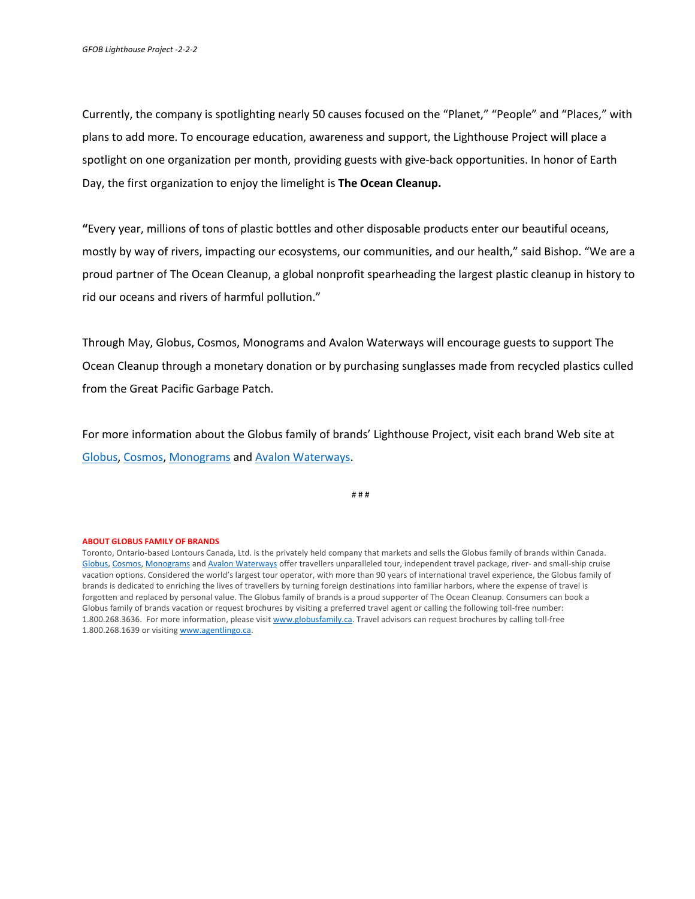Currently, the company is spotlighting nearly 50 causes focused on the "Planet," "People" and "Places," with plans to add more. To encourage education, awareness and support, the Lighthouse Project will place a spotlight on one organization per month, providing guests with give-back opportunities. In honor of Earth Day, the first organization to enjoy the limelight is **The Ocean Cleanup.**

**"**Every year, millions of tons of plastic bottles and other disposable products enter our beautiful oceans, mostly by way of rivers, impacting our ecosystems, our communities, and our health," said Bishop. "We are a proud partner of The Ocean Cleanup, a global nonprofit spearheading the largest plastic cleanup in history to rid our oceans and rivers of harmful pollution."

Through May, Globus, Cosmos, Monograms and Avalon Waterways will encourage guests to support The Ocean Cleanup through a monetary donation or by purchasing sunglasses made from recycled plastics culled from the Great Pacific Garbage Patch.

For more information about the Globus family of brands' Lighthouse Project, visit each brand Web site at Globus, Cosmos, Monograms and Avalon Waterways.

# # #

**ABOUT GLOBUS FAMILY OF BRANDS**

Toronto, Ontario-based Lontours Canada, Ltd. is the privately held company that markets and sells the Globus family of brands within Canada. Globus, Cosmos, Monograms and Avalon Waterways offer travellers unparalleled tour, independent travel package, river- and small-ship cruise vacation options. Considered the world's largest tour operator, with more than 90 years of international travel experience, the Globus family of brands is dedicated to enriching the lives of travellers by turning foreign destinations into familiar harbors, where the expense of travel is forgotten and replaced by personal value. The Globus family of brands is a proud supporter of The Ocean Cleanup. Consumers can book a Globus family of brands vacation or request brochures by visiting a preferred travel agent or calling the following toll-free number: 1.800.268.3636. For more information, please visit www.globusfamily.ca. Travel advisors can request brochures by calling toll-free 1.800.268.1639 or visiting www.agentlingo.ca.